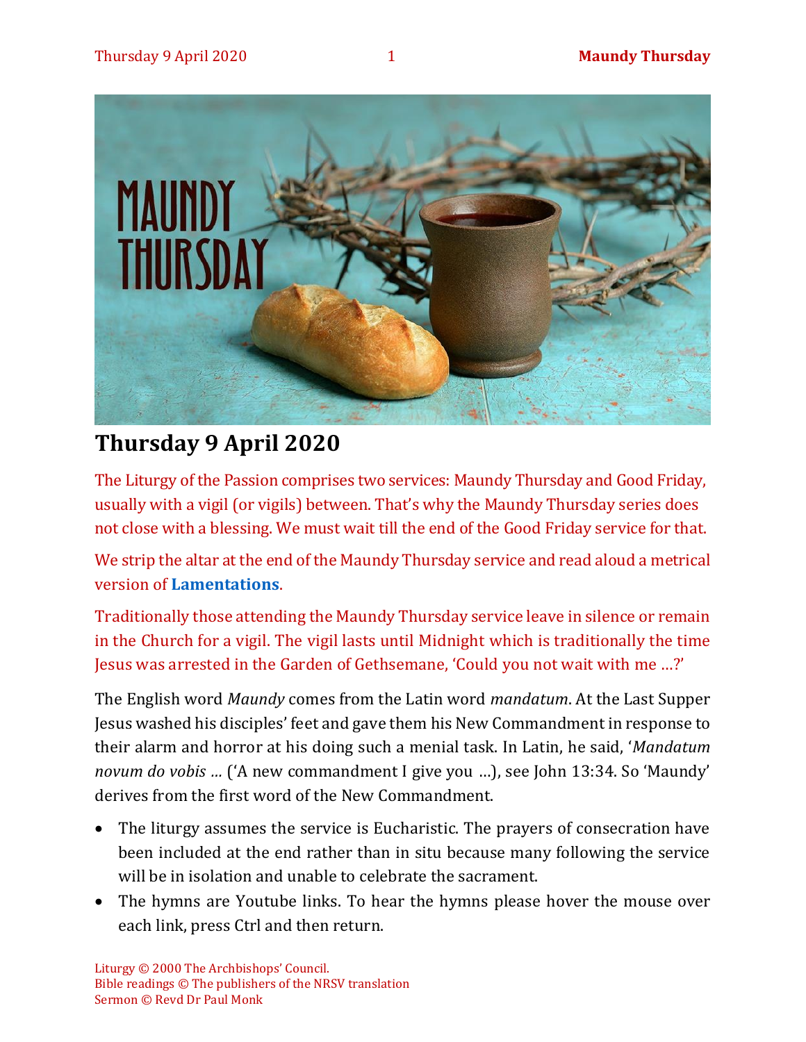# Thursday 9 April 2020

The Liturgy of the Passion comprises two services: Maundy Thursday and Good Friday, usually with a vigil (or vigils) between. That's why the Maundy Thursday series does not close with a blessing. We must wait till the end of the Good Friday service for that.

We strip the altar at the end of the Maundy Thursday service and read aloud a metrical version of **Lamentations**.

Traditionally those attending the Maundy Thursday service leave in silence or remain in the Church for a vigil. The vigil lasts until Midnight which is traditionally the time Jesus was arrested in the Garden of Gethsemane, 'Could you not wait with me …?'

The English word *Maundy* comes from the Latin word *mandatum*. At the Last Supper Jesus washed his disciples' feet and gave them his New Commandment in response to their alarm and horror at his doing such a menial task. In Latin, he said, '*Mandatum novum do vobis …* ('A new commandment I give you …), see John 13:34. So 'Maundy' derives from the first word of the New Commandment.

- The liturgy assumes the service is Eucharistic. The prayers of consecration have been included at the end rather than in situ because many following the service will be in isolation and unable to celebrate the sacrament.
- The hymns are Youtube links. To hear the hymns please hover the mouse over each link, press Ctrl and then return.

Liturgy © 2000 The Archbishops' Council.
Bible readings © The publishers of the NRSV translation
Sermon © Revd Dr Paul Monk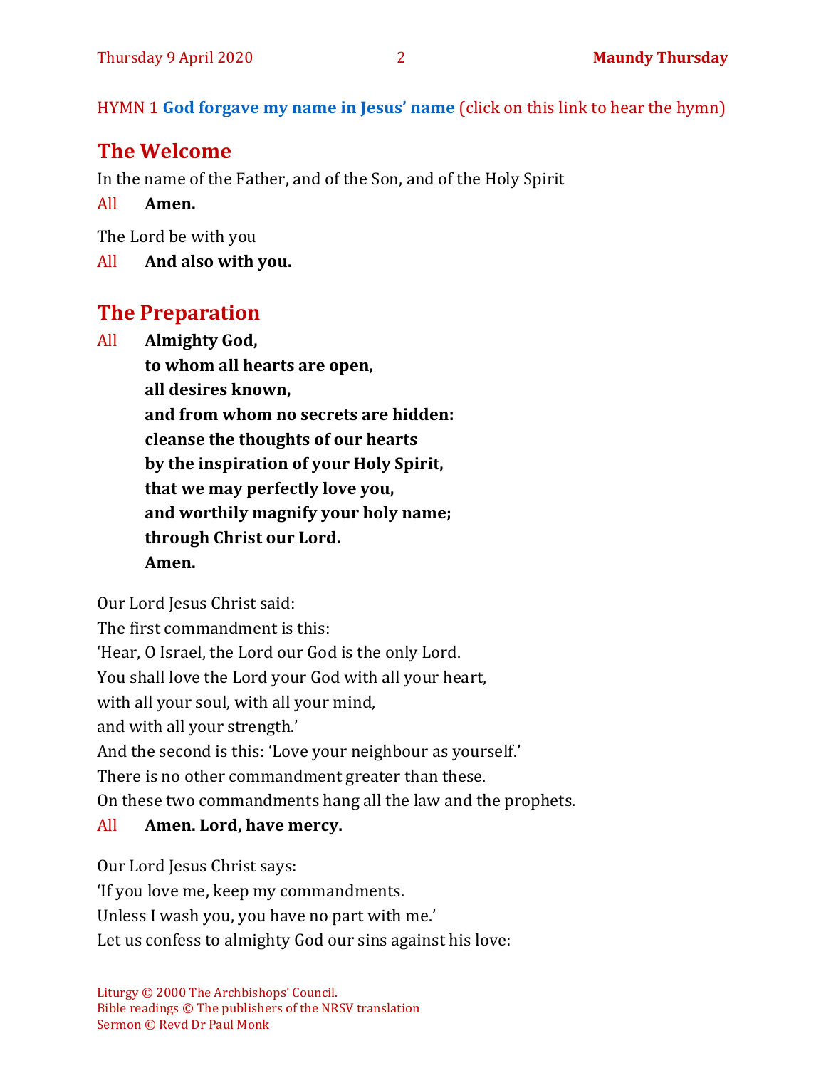HYMN 1 **God forgave my name in Jesus' name** (click on this link to hear the hymn)

## The Welcome

In the name of the Father, and of the Son, and of the Holy Spirit

All **Amen.**

The Lord be with you

All **And also with you.**

## The Preparation

All **Almighty God,**
**to whom all hearts are open,**
**all desires known,**
**and from whom no secrets are hidden:**
**cleanse the thoughts of our hearts**
**by the inspiration of your Holy Spirit,**
**that we may perfectly love you,**
**and worthily magnify your holy name;**
**through Christ our Lord.**
**Amen.**

Our Lord Jesus Christ said:
The first commandment is this:
'Hear, O Israel, the Lord our God is the only Lord.
You shall love the Lord your God with all your heart,
with all your soul, with all your mind,
and with all your strength.'
And the second is this: 'Love your neighbour as yourself.'
There is no other commandment greater than these.
On these two commandments hang all the law and the prophets.

All **Amen. Lord, have mercy.**

Our Lord Jesus Christ says:
'If you love me, keep my commandments.
Unless I wash you, you have no part with me.'
Let us confess to almighty God our sins against his love:

Liturgy © 2000 The Archbishops' Council.
Bible readings © The publishers of the NRSV translation
Sermon © Revd Dr Paul Monk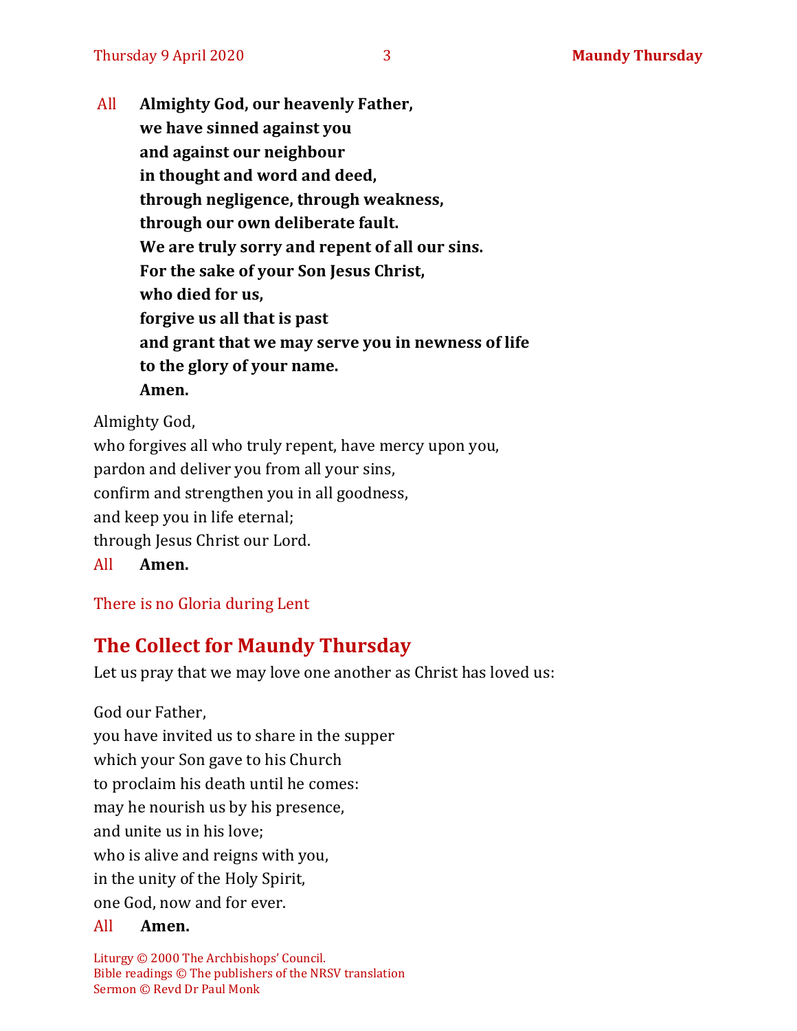All **Almighty God, our heavenly Father,**
**we have sinned against you**
**and against our neighbour**
**in thought and word and deed,**
**through negligence, through weakness,**
**through our own deliberate fault.**
**We are truly sorry and repent of all our sins.**
**For the sake of your Son Jesus Christ,**
**who died for us,**
**forgive us all that is past**
**and grant that we may serve you in newness of life**
**to the glory of your name.**
**Amen.**

Almighty God,
who forgives all who truly repent, have mercy upon you,
pardon and deliver you from all your sins,
confirm and strengthen you in all goodness,
and keep you in life eternal;
through Jesus Christ our Lord.

All **Amen.**

There is no Gloria during Lent

## The Collect for Maundy Thursday

Let us pray that we may love one another as Christ has loved us:

God our Father,
you have invited us to share in the supper
which your Son gave to his Church
to proclaim his death until he comes:
may he nourish us by his presence,
and unite us in his love;
who is alive and reigns with you,
in the unity of the Holy Spirit,
one God, now and for ever.

All **Amen.**

Liturgy © 2000 The Archbishops' Council.
Bible readings © The publishers of the NRSV translation
Sermon © Revd Dr Paul Monk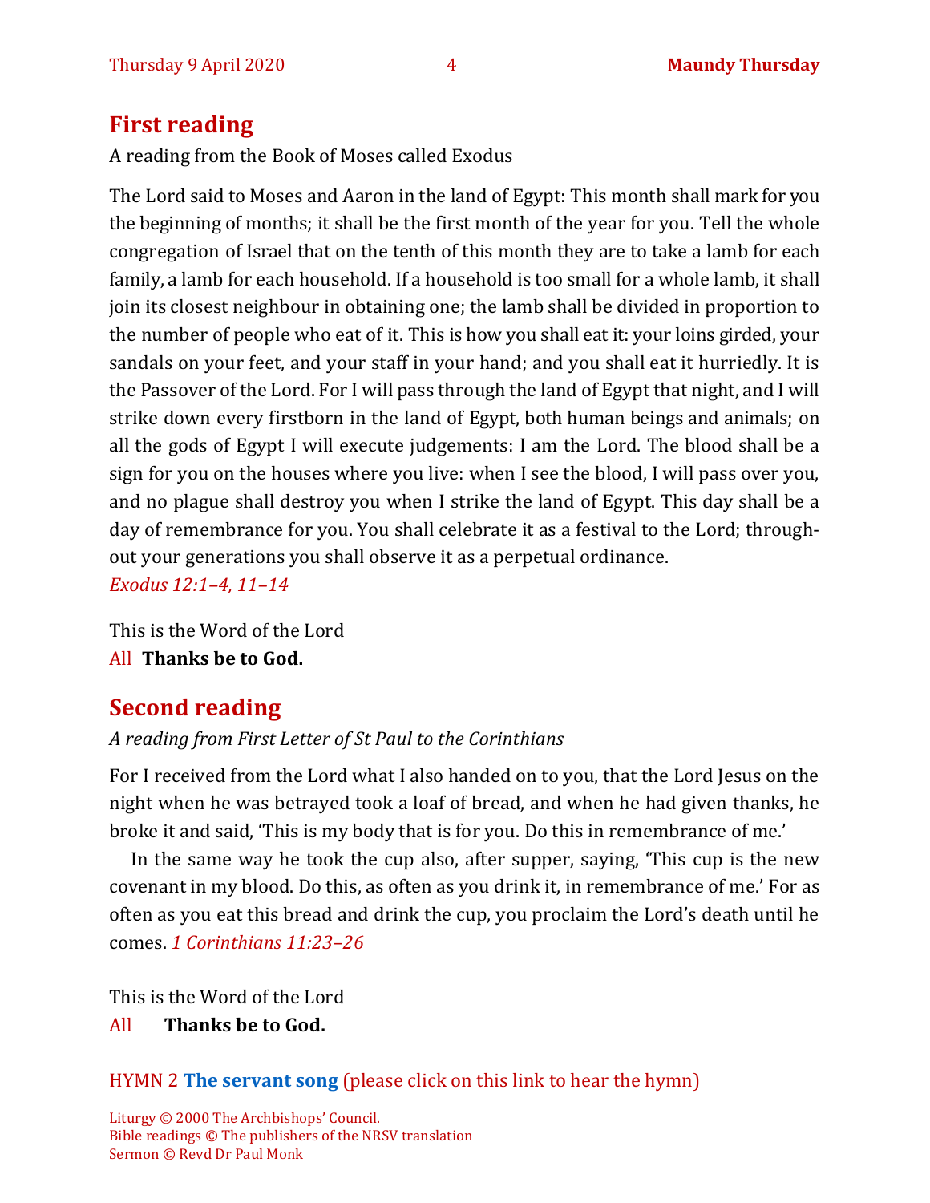## First reading

A reading from the Book of Moses called Exodus

The Lord said to Moses and Aaron in the land of Egypt: This month shall mark for you the beginning of months; it shall be the first month of the year for you. Tell the whole congregation of Israel that on the tenth of this month they are to take a lamb for each family, a lamb for each household. If a household is too small for a whole lamb, it shall join its closest neighbour in obtaining one; the lamb shall be divided in proportion to the number of people who eat of it. This is how you shall eat it: your loins girded, your sandals on your feet, and your staff in your hand; and you shall eat it hurriedly. It is the Passover of the Lord. For I will pass through the land of Egypt that night, and I will strike down every firstborn in the land of Egypt, both human beings and animals; on all the gods of Egypt I will execute judgements: I am the Lord. The blood shall be a sign for you on the houses where you live: when I see the blood, I will pass over you, and no plague shall destroy you when I strike the land of Egypt. This day shall be a day of remembrance for you. You shall celebrate it as a festival to the Lord; throughout your generations you shall observe it as a perpetual ordinance.
*Exodus 12:1–4, 11–14*

This is the Word of the Lord
All **Thanks be to God.**

## Second reading

*A reading from First Letter of St Paul to the Corinthians*

For I received from the Lord what I also handed on to you, that the Lord Jesus on the night when he was betrayed took a loaf of bread, and when he had given thanks, he broke it and said, 'This is my body that is for you. Do this in remembrance of me.'

In the same way he took the cup also, after supper, saying, 'This cup is the new covenant in my blood. Do this, as often as you drink it, in remembrance of me.' For as often as you eat this bread and drink the cup, you proclaim the Lord's death until he comes. *1 Corinthians 11:23–26*

This is the Word of the Lord
All **Thanks be to God.**

HYMN 2 **The servant song** (please click on this link to hear the hymn)

Liturgy © 2000 The Archbishops' Council.
Bible readings © The publishers of the NRSV translation
Sermon © Revd Dr Paul Monk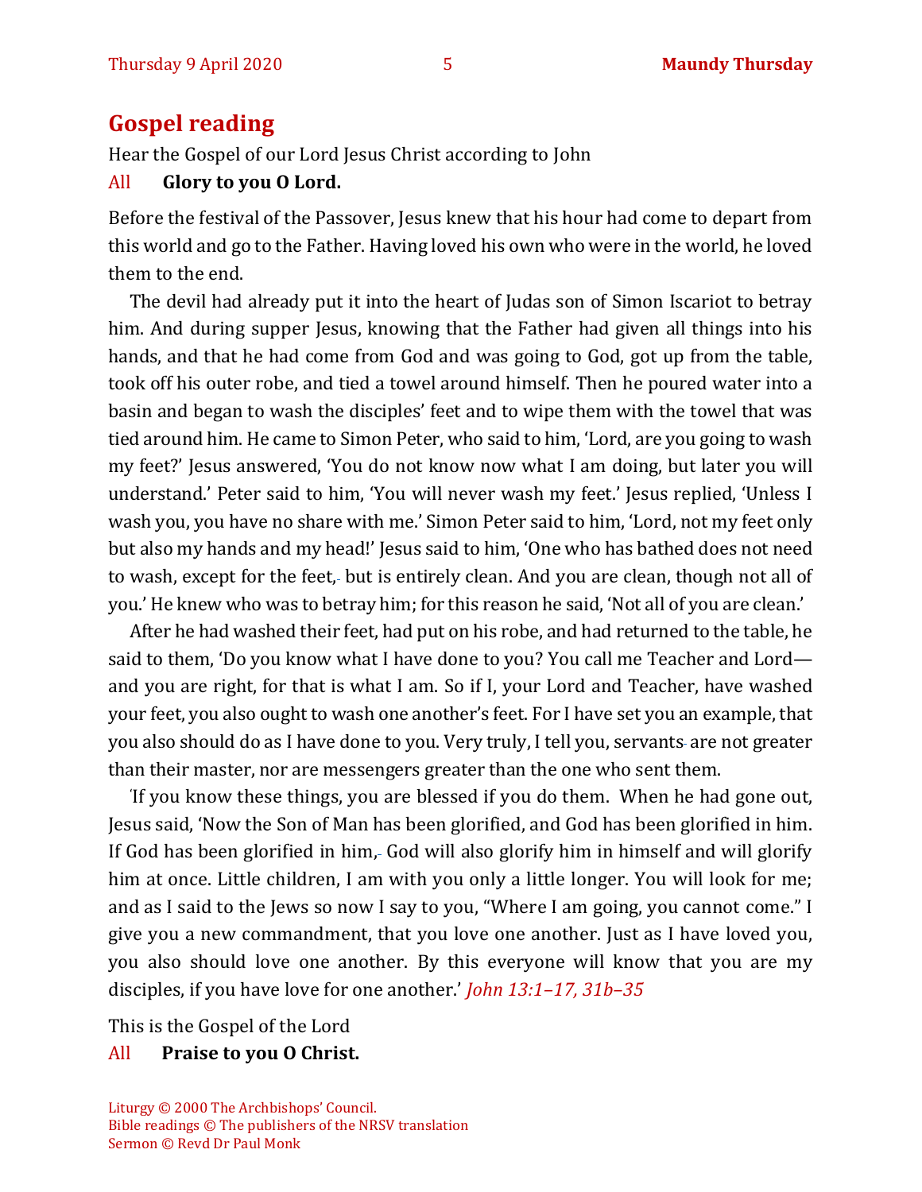## Gospel reading

Hear the Gospel of our Lord Jesus Christ according to John

All **Glory to you O Lord.**

Before the festival of the Passover, Jesus knew that his hour had come to depart from this world and go to the Father. Having loved his own who were in the world, he loved them to the end.

The devil had already put it into the heart of Judas son of Simon Iscariot to betray him. And during supper Jesus, knowing that the Father had given all things into his hands, and that he had come from God and was going to God, got up from the table, took off his outer robe, and tied a towel around himself. Then he poured water into a basin and began to wash the disciples' feet and to wipe them with the towel that was tied around him. He came to Simon Peter, who said to him, 'Lord, are you going to wash my feet?' Jesus answered, 'You do not know now what I am doing, but later you will understand.' Peter said to him, 'You will never wash my feet.' Jesus replied, 'Unless I wash you, you have no share with me.' Simon Peter said to him, 'Lord, not my feet only but also my hands and my head!' Jesus said to him, 'One who has bathed does not need to wash, except for the feet, but is entirely clean. And you are clean, though not all of you.' He knew who was to betray him; for this reason he said, 'Not all of you are clean.'

After he had washed their feet, had put on his robe, and had returned to the table, he said to them, 'Do you know what I have done to you? You call me Teacher and Lord—and you are right, for that is what I am. So if I, your Lord and Teacher, have washed your feet, you also ought to wash one another's feet. For I have set you an example, that you also should do as I have done to you. Very truly, I tell you, servants are not greater than their master, nor are messengers greater than the one who sent them.

'If you know these things, you are blessed if you do them. When he had gone out, Jesus said, 'Now the Son of Man has been glorified, and God has been glorified in him. If God has been glorified in him, God will also glorify him in himself and will glorify him at once. Little children, I am with you only a little longer. You will look for me; and as I said to the Jews so now I say to you, "Where I am going, you cannot come." I give you a new commandment, that you love one another. Just as I have loved you, you also should love one another. By this everyone will know that you are my disciples, if you have love for one another.' *John 13:1–17, 31b–35*

This is the Gospel of the Lord

All **Praise to you O Christ.**

Liturgy © 2000 The Archbishops' Council.
Bible readings © The publishers of the NRSV translation
Sermon © Revd Dr Paul Monk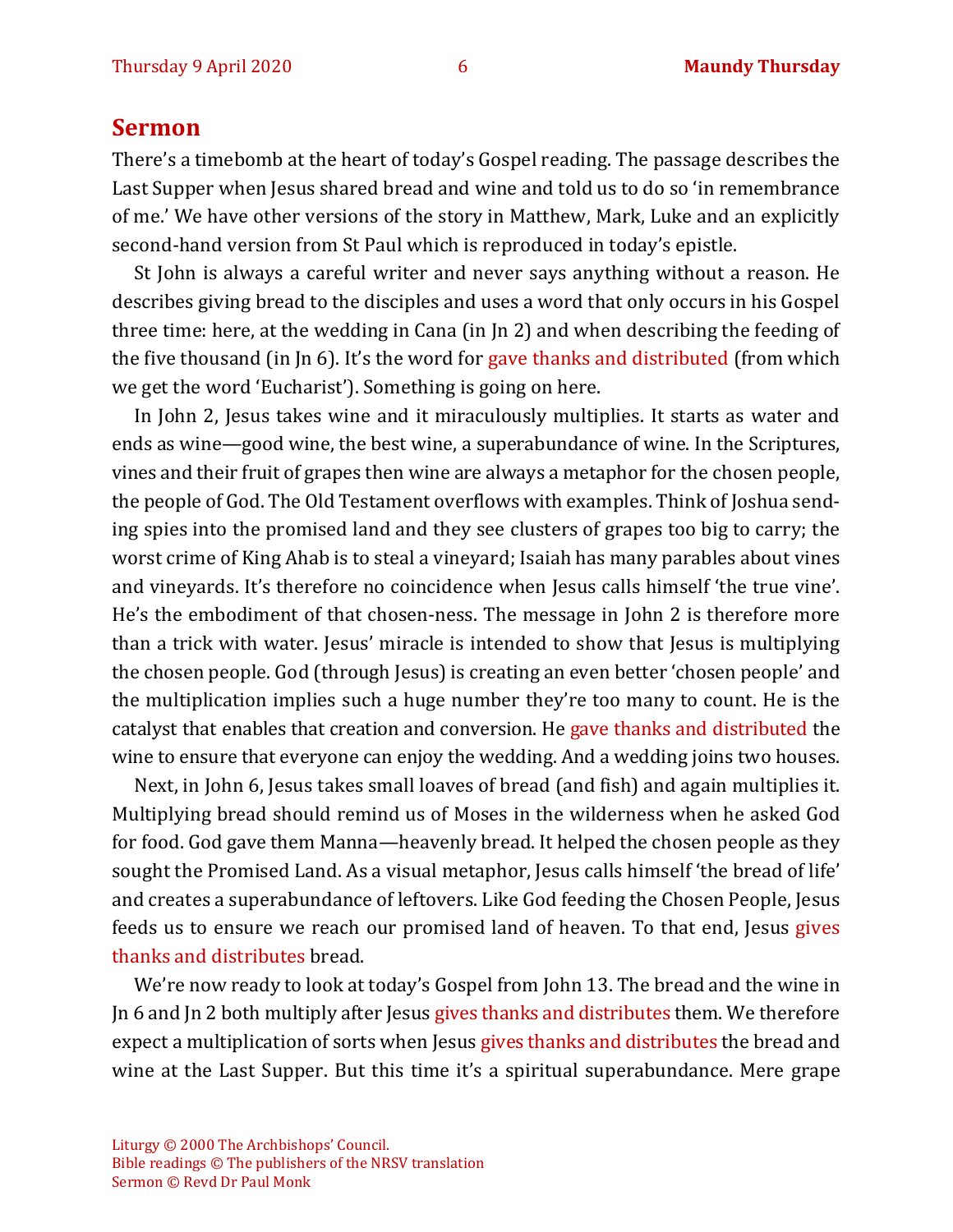## Sermon

There's a timebomb at the heart of today's Gospel reading. The passage describes the Last Supper when Jesus shared bread and wine and told us to do so 'in remembrance of me.' We have other versions of the story in Matthew, Mark, Luke and an explicitly second-hand version from St Paul which is reproduced in today's epistle.

St John is always a careful writer and never says anything without a reason. He describes giving bread to the disciples and uses a word that only occurs in his Gospel three time: here, at the wedding in Cana (in Jn 2) and when describing the feeding of the five thousand (in Jn 6). It's the word for gave thanks and distributed (from which we get the word 'Eucharist'). Something is going on here.

In John 2, Jesus takes wine and it miraculously multiplies. It starts as water and ends as wine—good wine, the best wine, a superabundance of wine. In the Scriptures, vines and their fruit of grapes then wine are always a metaphor for the chosen people, the people of God. The Old Testament overflows with examples. Think of Joshua sending spies into the promised land and they see clusters of grapes too big to carry; the worst crime of King Ahab is to steal a vineyard; Isaiah has many parables about vines and vineyards. It's therefore no coincidence when Jesus calls himself 'the true vine'. He's the embodiment of that chosen-ness. The message in John 2 is therefore more than a trick with water. Jesus' miracle is intended to show that Jesus is multiplying the chosen people. God (through Jesus) is creating an even better 'chosen people' and the multiplication implies such a huge number they're too many to count. He is the catalyst that enables that creation and conversion. He gave thanks and distributed the wine to ensure that everyone can enjoy the wedding. And a wedding joins two houses.

Next, in John 6, Jesus takes small loaves of bread (and fish) and again multiplies it. Multiplying bread should remind us of Moses in the wilderness when he asked God for food. God gave them Manna—heavenly bread. It helped the chosen people as they sought the Promised Land. As a visual metaphor, Jesus calls himself 'the bread of life' and creates a superabundance of leftovers. Like God feeding the Chosen People, Jesus feeds us to ensure we reach our promised land of heaven. To that end, Jesus gives thanks and distributes bread.

We're now ready to look at today's Gospel from John 13. The bread and the wine in Jn 6 and Jn 2 both multiply after Jesus gives thanks and distributes them. We therefore expect a multiplication of sorts when Jesus gives thanks and distributes the bread and wine at the Last Supper. But this time it's a spiritual superabundance. Mere grape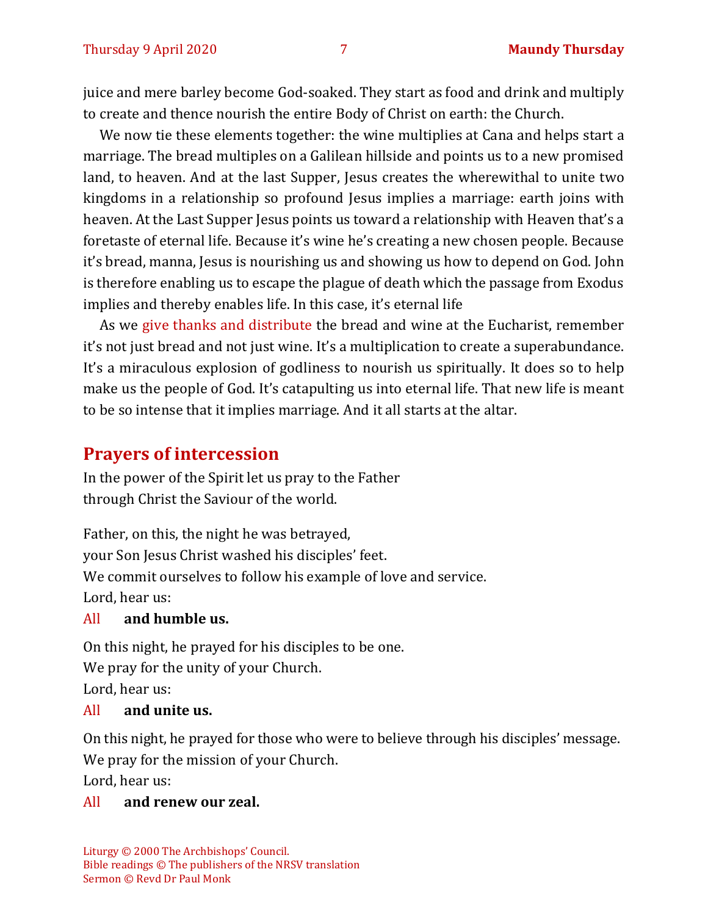juice and mere barley become God-soaked. They start as food and drink and multiply to create and thence nourish the entire Body of Christ on earth: the Church.

We now tie these elements together: the wine multiplies at Cana and helps start a marriage. The bread multiples on a Galilean hillside and points us to a new promised land, to heaven. And at the last Supper, Jesus creates the wherewithal to unite two kingdoms in a relationship so profound Jesus implies a marriage: earth joins with heaven. At the Last Supper Jesus points us toward a relationship with Heaven that's a foretaste of eternal life. Because it's wine he's creating a new chosen people. Because it's bread, manna, Jesus is nourishing us and showing us how to depend on God. John is therefore enabling us to escape the plague of death which the passage from Exodus implies and thereby enables life. In this case, it's eternal life

As we give thanks and distribute the bread and wine at the Eucharist, remember it's not just bread and not just wine. It's a multiplication to create a superabundance. It's a miraculous explosion of godliness to nourish us spiritually. It does so to help make us the people of God. It's catapulting us into eternal life. That new life is meant to be so intense that it implies marriage. And it all starts at the altar.

## Prayers of intercession

In the power of the Spirit let us pray to the Father
through Christ the Saviour of the world.

Father, on this, the night he was betrayed,
your Son Jesus Christ washed his disciples' feet.
We commit ourselves to follow his example of love and service.
Lord, hear us:

All **and humble us.**

On this night, he prayed for his disciples to be one.
We pray for the unity of your Church.
Lord, hear us:

All **and unite us.**

On this night, he prayed for those who were to believe through his disciples' message.
We pray for the mission of your Church.
Lord, hear us:

All **and renew our zeal.**

Liturgy © 2000 The Archbishops' Council.
Bible readings © The publishers of the NRSV translation
Sermon © Revd Dr Paul Monk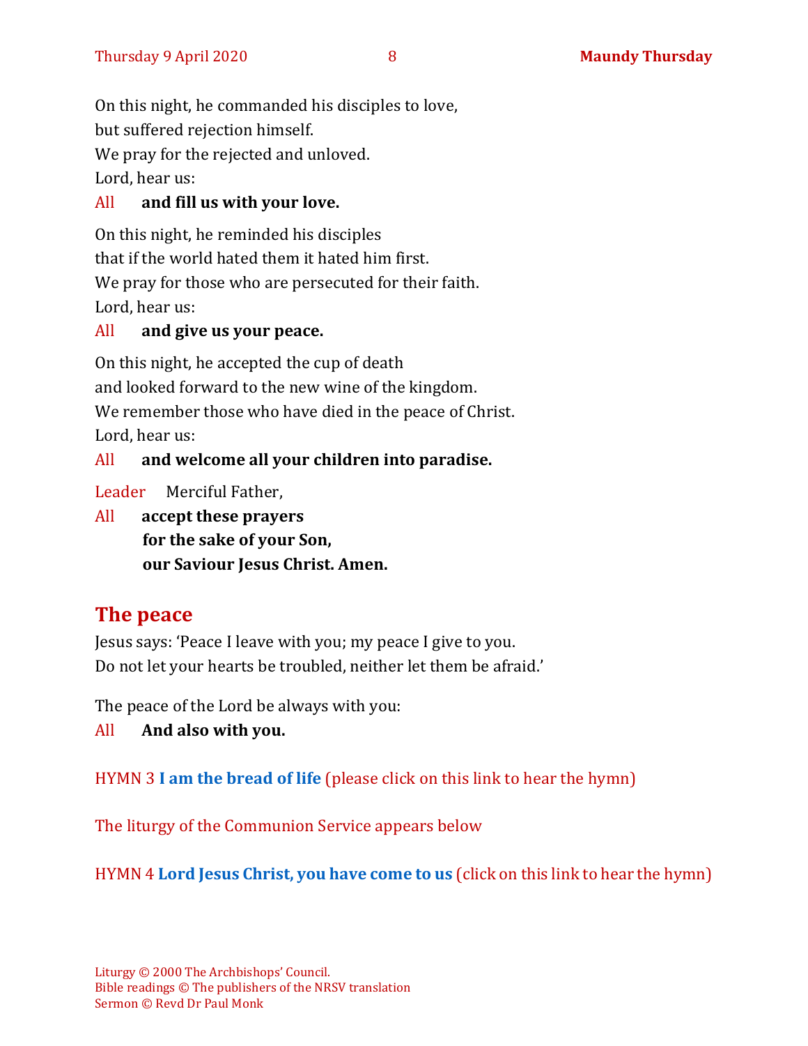On this night, he commanded his disciples to love,
but suffered rejection himself.
We pray for the rejected and unloved.
Lord, hear us:

All **and fill us with your love.**

On this night, he reminded his disciples
that if the world hated them it hated him first.
We pray for those who are persecuted for their faith.
Lord, hear us:

All **and give us your peace.**

On this night, he accepted the cup of death
and looked forward to the new wine of the kingdom.
We remember those who have died in the peace of Christ.
Lord, hear us:

All **and welcome all your children into paradise.**

Leader Merciful Father,

All **accept these prayers**
**for the sake of your Son,**
**our Saviour Jesus Christ. Amen.**

## The peace

Jesus says: 'Peace I leave with you; my peace I give to you.
Do not let your hearts be troubled, neither let them be afraid.'

The peace of the Lord be always with you:

All **And also with you.**

HYMN 3 **I am the bread of life** (please click on this link to hear the hymn)

The liturgy of the Communion Service appears below

HYMN 4 **Lord Jesus Christ, you have come to us** (click on this link to hear the hymn)

Liturgy © 2000 The Archbishops' Council.
Bible readings © The publishers of the NRSV translation
Sermon © Revd Dr Paul Monk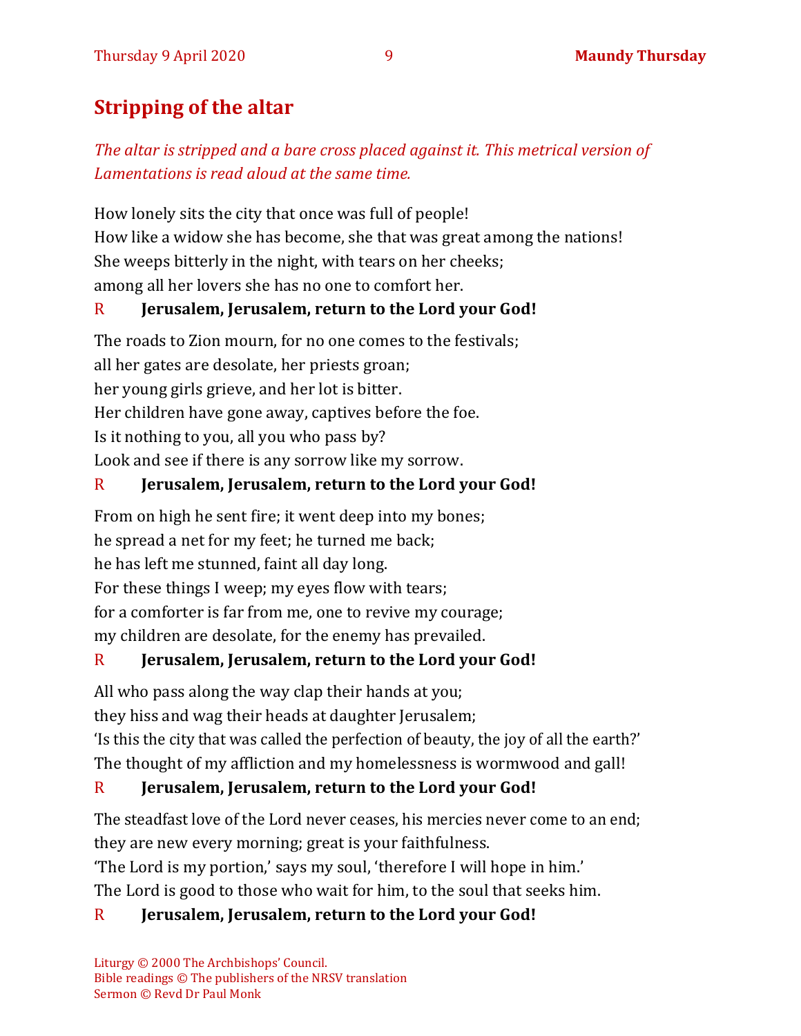## Stripping of the altar

*The altar is stripped and a bare cross placed against it. This metrical version of Lamentations is read aloud at the same time.*

How lonely sits the city that once was full of people!
How like a widow she has become, she that was great among the nations!
She weeps bitterly in the night, with tears on her cheeks;
among all her lovers she has no one to comfort her.

R **Jerusalem, Jerusalem, return to the Lord your God!**

The roads to Zion mourn, for no one comes to the festivals;
all her gates are desolate, her priests groan;
her young girls grieve, and her lot is bitter.
Her children have gone away, captives before the foe.
Is it nothing to you, all you who pass by?
Look and see if there is any sorrow like my sorrow.

R **Jerusalem, Jerusalem, return to the Lord your God!**

From on high he sent fire; it went deep into my bones;
he spread a net for my feet; he turned me back;
he has left me stunned, faint all day long.
For these things I weep; my eyes flow with tears;
for a comforter is far from me, one to revive my courage;
my children are desolate, for the enemy has prevailed.

R **Jerusalem, Jerusalem, return to the Lord your God!**

All who pass along the way clap their hands at you;
they hiss and wag their heads at daughter Jerusalem;
'Is this the city that was called the perfection of beauty, the joy of all the earth?'
The thought of my affliction and my homelessness is wormwood and gall!

R **Jerusalem, Jerusalem, return to the Lord your God!**

The steadfast love of the Lord never ceases, his mercies never come to an end;
they are new every morning; great is your faithfulness.
'The Lord is my portion,' says my soul, 'therefore I will hope in him.'
The Lord is good to those who wait for him, to the soul that seeks him.

R **Jerusalem, Jerusalem, return to the Lord your God!**

Liturgy © 2000 The Archbishops' Council.
Bible readings © The publishers of the NRSV translation
Sermon © Revd Dr Paul Monk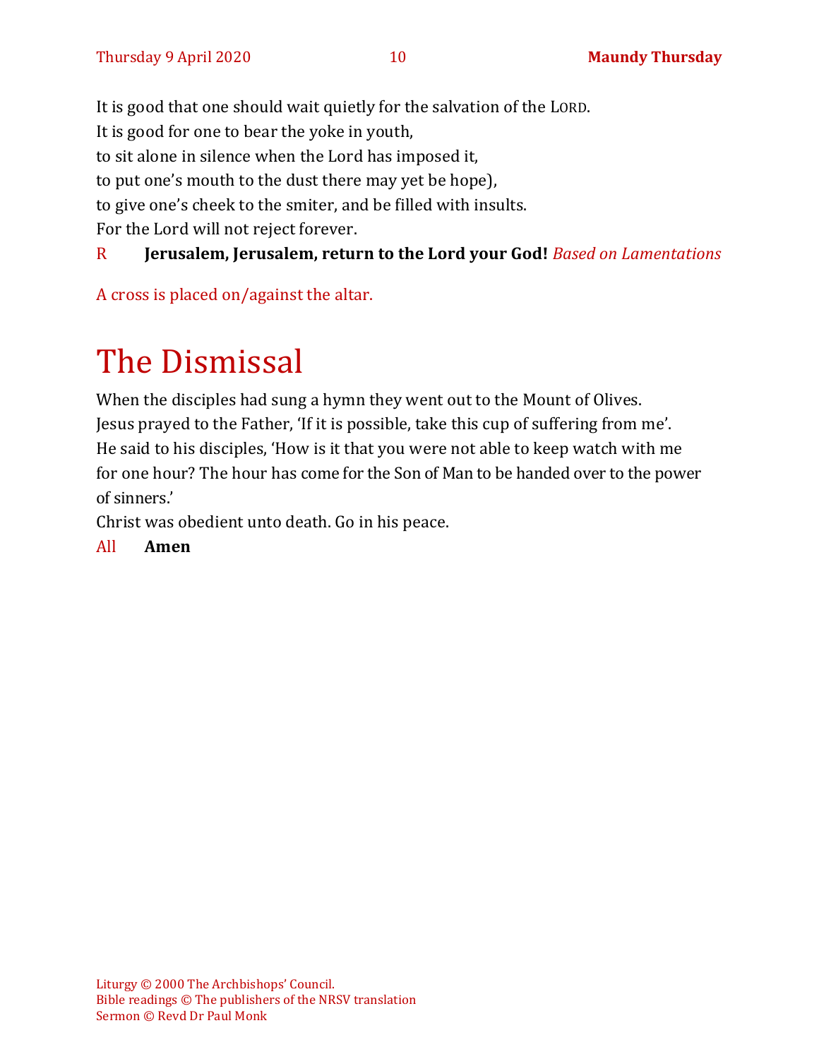It is good that one should wait quietly for the salvation of the LORD.
It is good for one to bear the yoke in youth,
to sit alone in silence when the Lord has imposed it,
to put one's mouth to the dust there may yet be hope),
to give one's cheek to the smiter, and be filled with insults.
For the Lord will not reject forever.

R **Jerusalem, Jerusalem, return to the Lord your God!** *Based on Lamentations*

A cross is placed on/against the altar.

# The Dismissal

When the disciples had sung a hymn they went out to the Mount of Olives.
Jesus prayed to the Father, 'If it is possible, take this cup of suffering from me'.
He said to his disciples, 'How is it that you were not able to keep watch with me for one hour? The hour has come for the Son of Man to be handed over to the power of sinners.'
Christ was obedient unto death. Go in his peace.

All **Amen**

Liturgy © 2000 The Archbishops' Council.
Bible readings © The publishers of the NRSV translation
Sermon © Revd Dr Paul Monk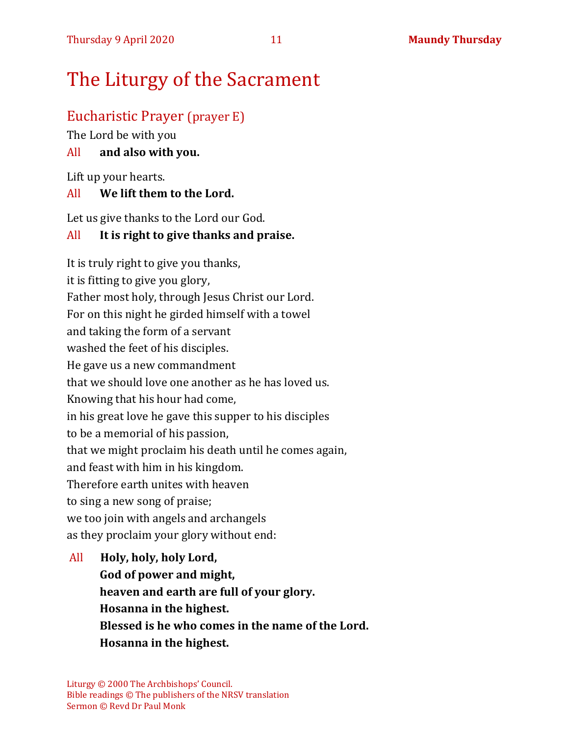# The Liturgy of the Sacrament

## Eucharistic Prayer (prayer E)

The Lord be with you

All **and also with you.**

Lift up your hearts.

All **We lift them to the Lord.**

Let us give thanks to the Lord our God.

All **It is right to give thanks and praise.**

It is truly right to give you thanks,
it is fitting to give you glory,
Father most holy, through Jesus Christ our Lord.
For on this night he girded himself with a towel
and taking the form of a servant
washed the feet of his disciples.
He gave us a new commandment
that we should love one another as he has loved us.
Knowing that his hour had come,
in his great love he gave this supper to his disciples
to be a memorial of his passion,
that we might proclaim his death until he comes again,
and feast with him in his kingdom.
Therefore earth unites with heaven
to sing a new song of praise;
we too join with angels and archangels
as they proclaim your glory without end:

All **Holy, holy, holy Lord,**
**God of power and might,**
**heaven and earth are full of your glory.**
**Hosanna in the highest.**
**Blessed is he who comes in the name of the Lord.**
**Hosanna in the highest.**

Liturgy © 2000 The Archbishops' Council.
Bible readings © The publishers of the NRSV translation
Sermon © Revd Dr Paul Monk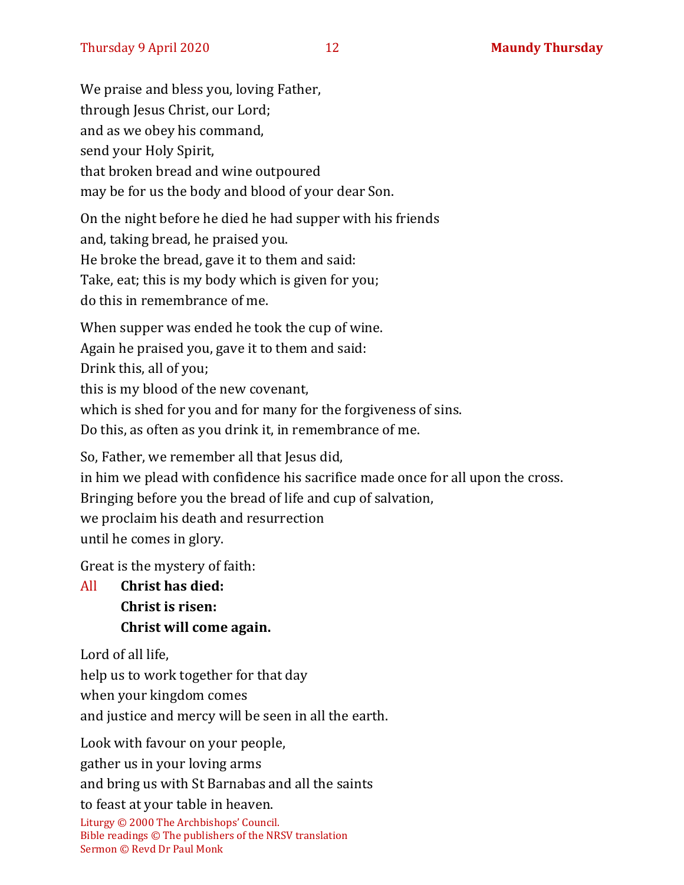We praise and bless you, loving Father,
through Jesus Christ, our Lord;
and as we obey his command,
send your Holy Spirit,
that broken bread and wine outpoured
may be for us the body and blood of your dear Son.

On the night before he died he had supper with his friends
and, taking bread, he praised you.
He broke the bread, gave it to them and said:
Take, eat; this is my body which is given for you;
do this in remembrance of me.

When supper was ended he took the cup of wine.
Again he praised you, gave it to them and said:
Drink this, all of you;
this is my blood of the new covenant,
which is shed for you and for many for the forgiveness of sins.
Do this, as often as you drink it, in remembrance of me.

So, Father, we remember all that Jesus did,
in him we plead with confidence his sacrifice made once for all upon the cross.
Bringing before you the bread of life and cup of salvation,
we proclaim his death and resurrection
until he comes in glory.

Great is the mystery of faith:

All **Christ has died:**
**Christ is risen:**
**Christ will come again.**

Lord of all life,
help us to work together for that day
when your kingdom comes
and justice and mercy will be seen in all the earth.

Look with favour on your people,
gather us in your loving arms
and bring us with St Barnabas and all the saints
to feast at your table in heaven.

Liturgy © 2000 The Archbishops' Council.
Bible readings © The publishers of the NRSV translation
Sermon © Revd Dr Paul Monk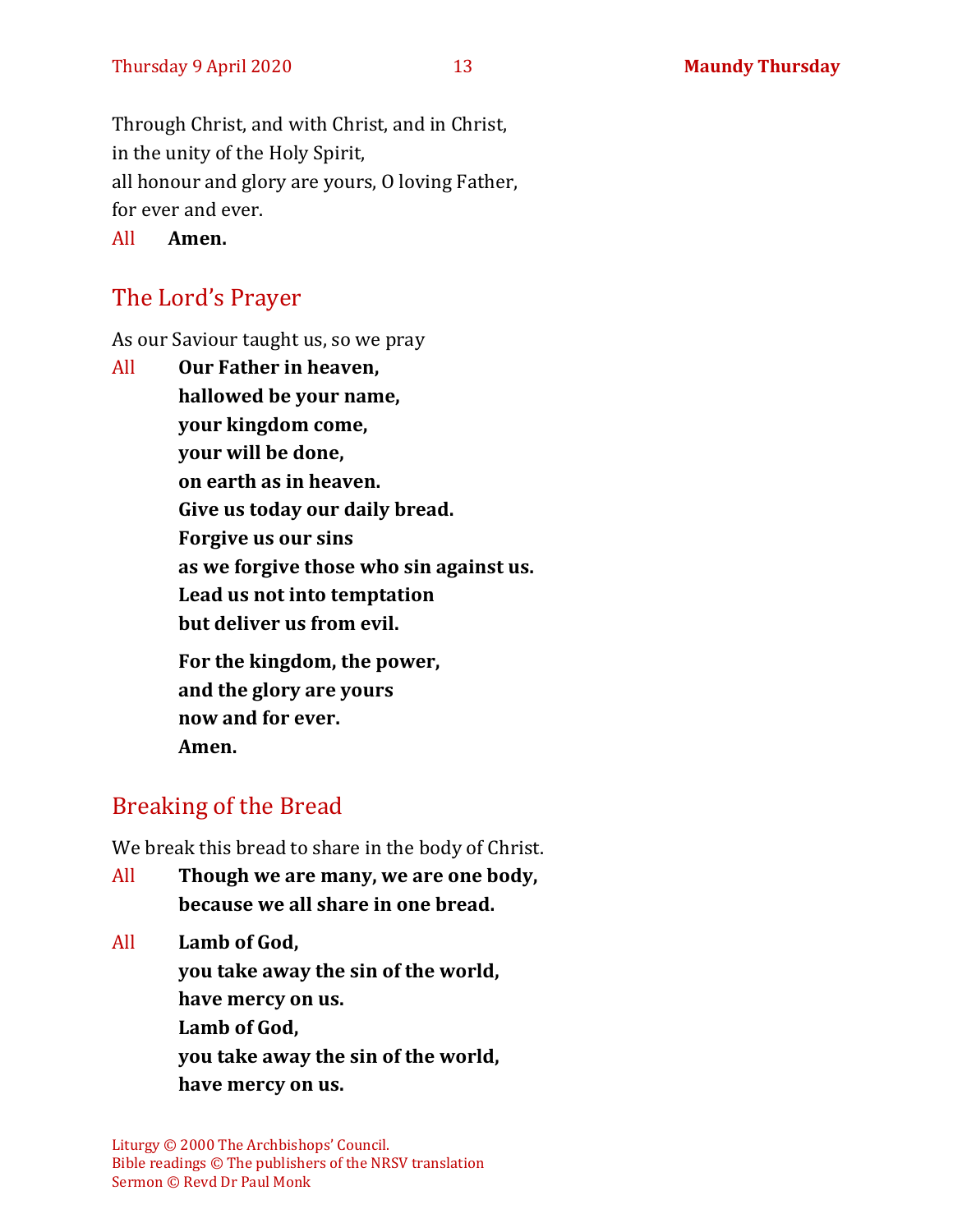Through Christ, and with Christ, and in Christ,
in the unity of the Holy Spirit,
all honour and glory are yours, O loving Father,
for ever and ever.

All **Amen.**

## The Lord's Prayer

As our Saviour taught us, so we pray

All **Our Father in heaven,**
**hallowed be your name,**
**your kingdom come,**
**your will be done,**
**on earth as in heaven.**
**Give us today our daily bread.**
**Forgive us our sins**
**as we forgive those who sin against us.**
**Lead us not into temptation**
**but deliver us from evil.**

**For the kingdom, the power,**
**and the glory are yours**
**now and for ever.**
**Amen.**

## Breaking of the Bread

We break this bread to share in the body of Christ.

All **Though we are many, we are one body,**
**because we all share in one bread.**

All **Lamb of God,**
**you take away the sin of the world,**
**have mercy on us.**
**Lamb of God,**
**you take away the sin of the world,**
**have mercy on us.**

Liturgy © 2000 The Archbishops' Council.
Bible readings © The publishers of the NRSV translation
Sermon © Revd Dr Paul Monk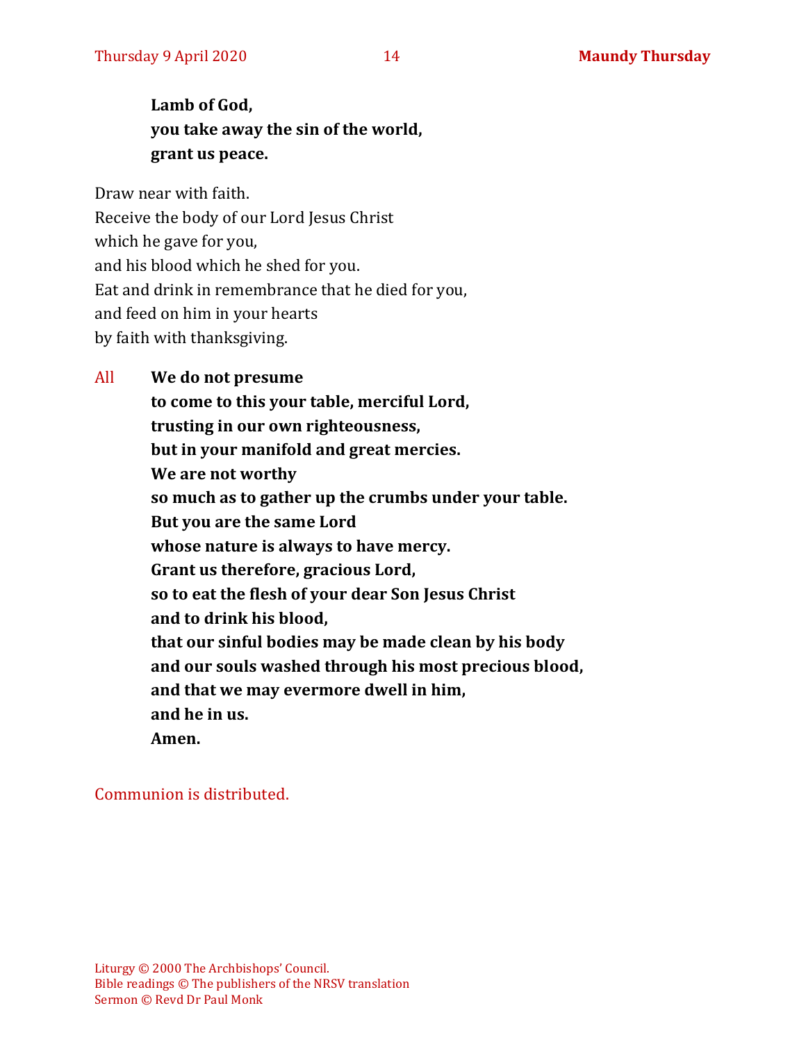**Lamb of God,**
**you take away the sin of the world,**
**grant us peace.**

Draw near with faith.
Receive the body of our Lord Jesus Christ
which he gave for you,
and his blood which he shed for you.
Eat and drink in remembrance that he died for you,
and feed on him in your hearts
by faith with thanksgiving.

All **We do not presume**
**to come to this your table, merciful Lord,**
**trusting in our own righteousness,**
**but in your manifold and great mercies.**
**We are not worthy**
**so much as to gather up the crumbs under your table.**
**But you are the same Lord**
**whose nature is always to have mercy.**
**Grant us therefore, gracious Lord,**
**so to eat the flesh of your dear Son Jesus Christ**
**and to drink his blood,**
**that our sinful bodies may be made clean by his body**
**and our souls washed through his most precious blood,**
**and that we may evermore dwell in him,**
**and he in us.**
**Amen.**

Communion is distributed.

Liturgy © 2000 The Archbishops' Council.
Bible readings © The publishers of the NRSV translation
Sermon © Revd Dr Paul Monk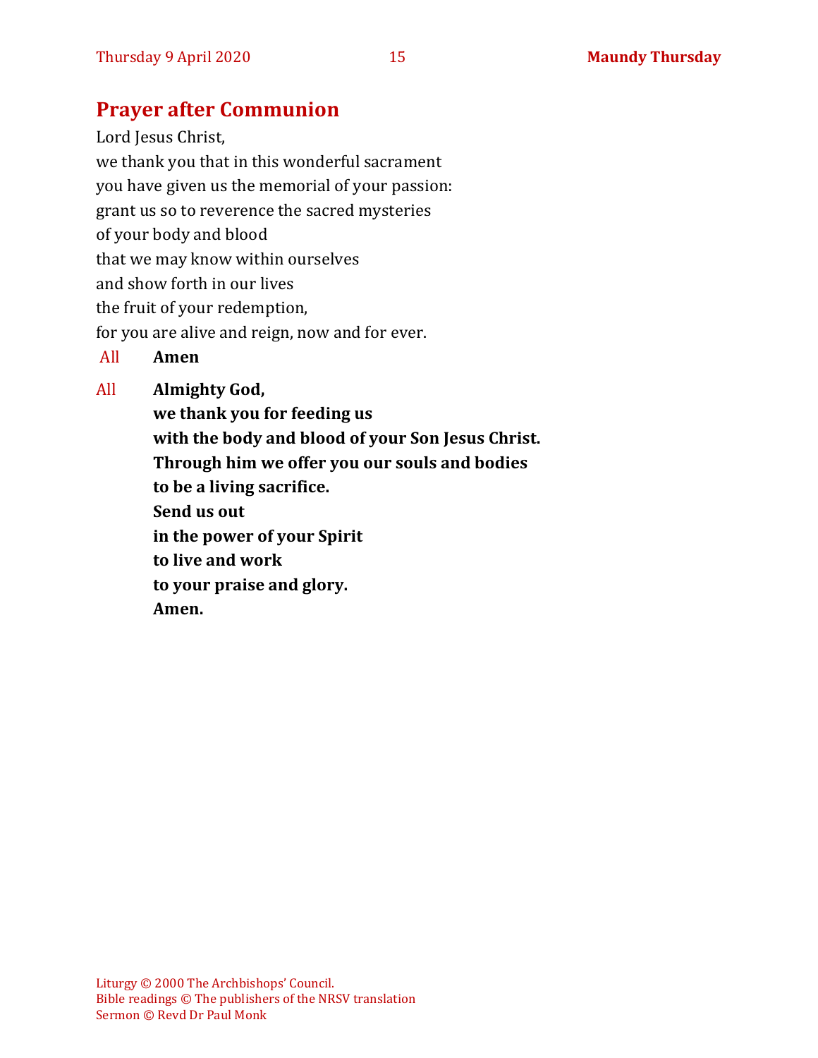## Prayer after Communion

Lord Jesus Christ,
we thank you that in this wonderful sacrament
you have given us the memorial of your passion:
grant us so to reverence the sacred mysteries
of your body and blood
that we may know within ourselves
and show forth in our lives
the fruit of your redemption,
for you are alive and reign, now and for ever.

All **Amen**

All **Almighty God,**
**we thank you for feeding us**
**with the body and blood of your Son Jesus Christ.**
**Through him we offer you our souls and bodies**
**to be a living sacrifice.**
**Send us out**
**in the power of your Spirit**
**to live and work**
**to your praise and glory.**
**Amen.**

Liturgy © 2000 The Archbishops' Council.
Bible readings © The publishers of the NRSV translation
Sermon © Revd Dr Paul Monk